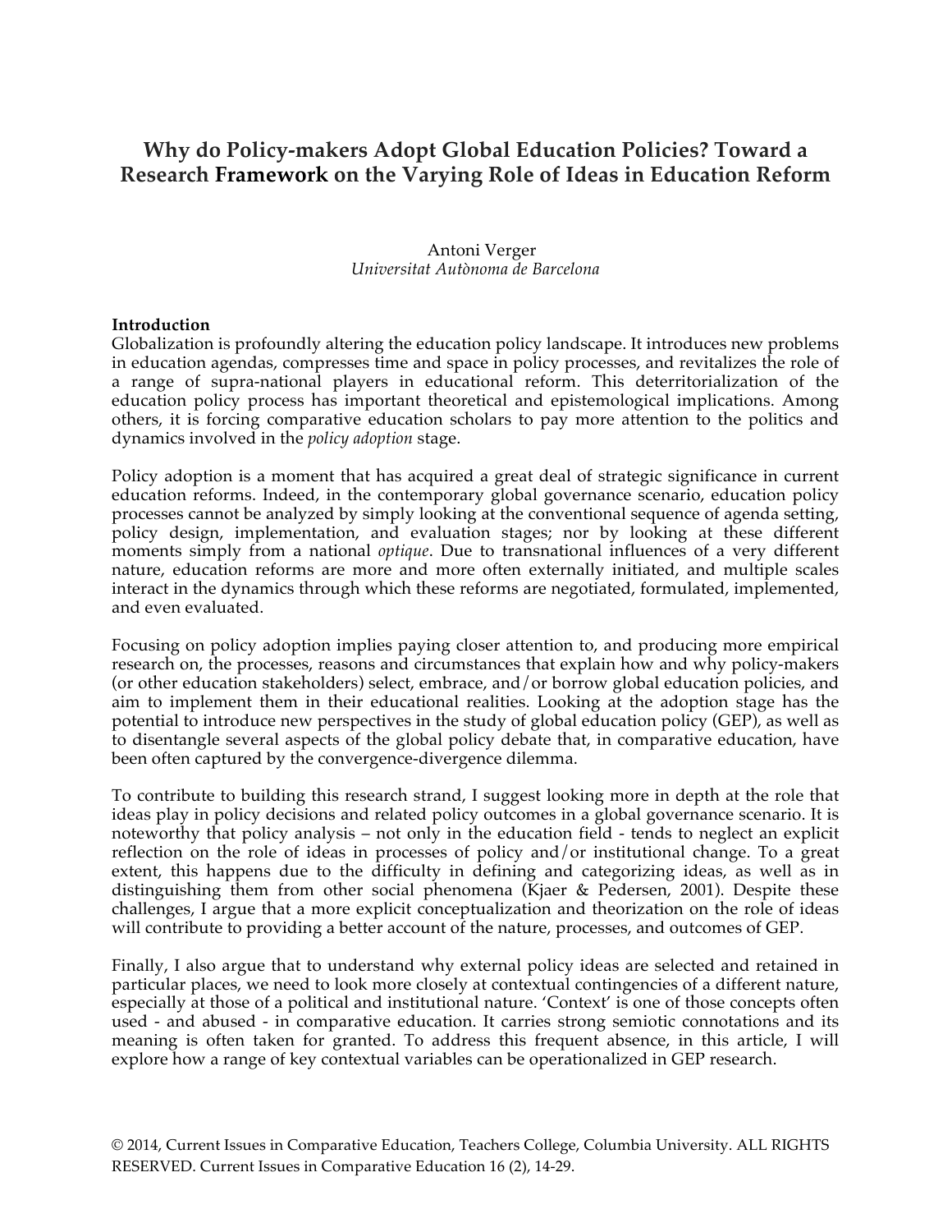# Why do Policy-makers Adopt Global Education Policies? Toward a Research Framework on the Varying Role of Ideas in Education Reform

Antoni Verger
*Universitat Autònoma de Barcelona*

## Introduction

Globalization is profoundly altering the education policy landscape. It introduces new problems in education agendas, compresses time and space in policy processes, and revitalizes the role of a range of supra-national players in educational reform. This deterritorialization of the education policy process has important theoretical and epistemological implications. Among others, it is forcing comparative education scholars to pay more attention to the politics and dynamics involved in the *policy adoption* stage.

Policy adoption is a moment that has acquired a great deal of strategic significance in current education reforms. Indeed, in the contemporary global governance scenario, education policy processes cannot be analyzed by simply looking at the conventional sequence of agenda setting, policy design, implementation, and evaluation stages; nor by looking at these different moments simply from a national *optique*. Due to transnational influences of a very different nature, education reforms are more and more often externally initiated, and multiple scales interact in the dynamics through which these reforms are negotiated, formulated, implemented, and even evaluated.

Focusing on policy adoption implies paying closer attention to, and producing more empirical research on, the processes, reasons and circumstances that explain how and why policy-makers (or other education stakeholders) select, embrace, and/or borrow global education policies, and aim to implement them in their educational realities. Looking at the adoption stage has the potential to introduce new perspectives in the study of global education policy (GEP), as well as to disentangle several aspects of the global policy debate that, in comparative education, have been often captured by the convergence-divergence dilemma.

To contribute to building this research strand, I suggest looking more in depth at the role that ideas play in policy decisions and related policy outcomes in a global governance scenario. It is noteworthy that policy analysis – not only in the education field - tends to neglect an explicit reflection on the role of ideas in processes of policy and/or institutional change. To a great extent, this happens due to the difficulty in defining and categorizing ideas, as well as in distinguishing them from other social phenomena (Kjaer & Pedersen, 2001). Despite these challenges, I argue that a more explicit conceptualization and theorization on the role of ideas will contribute to providing a better account of the nature, processes, and outcomes of GEP.

Finally, I also argue that to understand why external policy ideas are selected and retained in particular places, we need to look more closely at contextual contingencies of a different nature, especially at those of a political and institutional nature. 'Context' is one of those concepts often used - and abused - in comparative education. It carries strong semiotic connotations and its meaning is often taken for granted. To address this frequent absence, in this article, I will explore how a range of key contextual variables can be operationalized in GEP research.

© 2014, Current Issues in Comparative Education, Teachers College, Columbia University. ALL RIGHTS RESERVED. Current Issues in Comparative Education 16 (2), 14-29.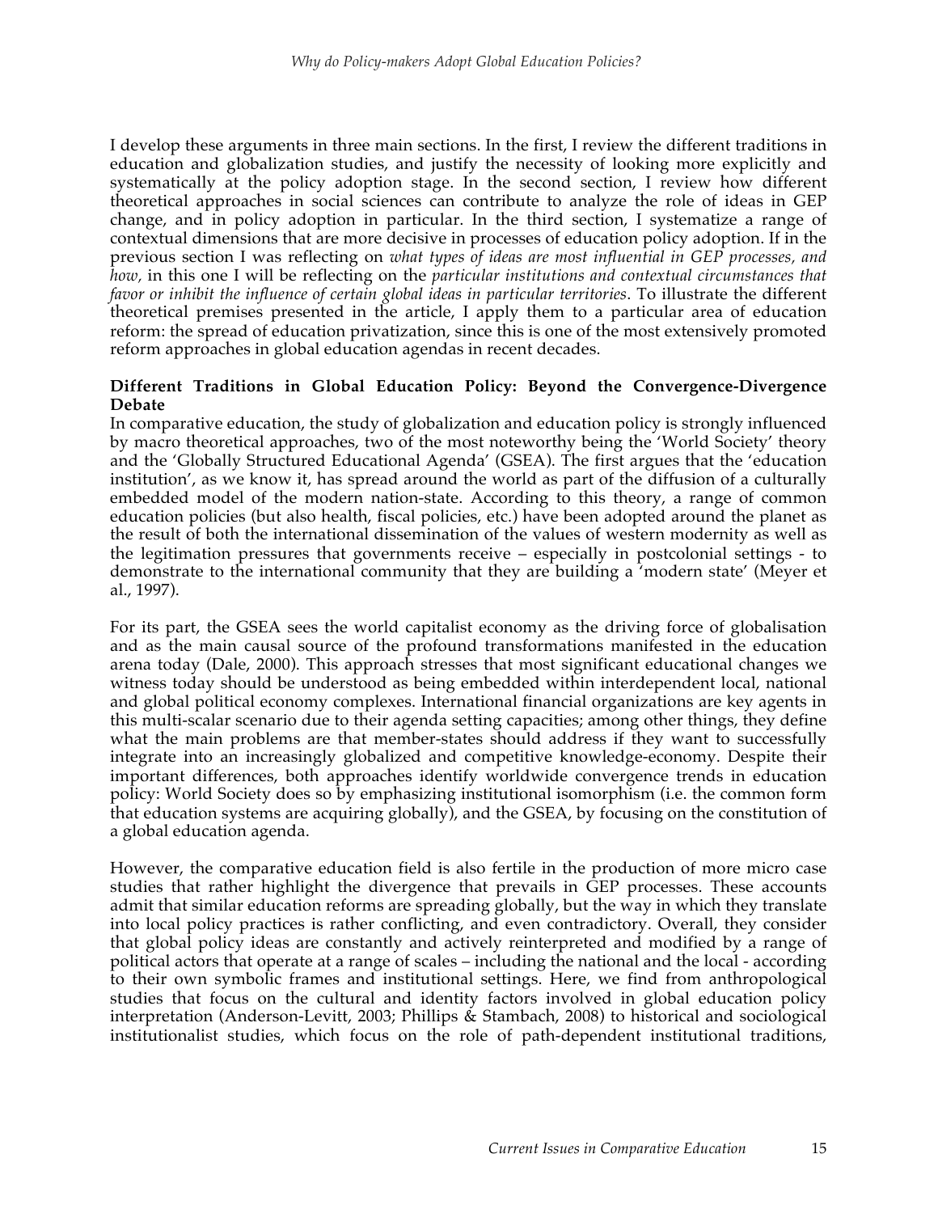I develop these arguments in three main sections. In the first, I review the different traditions in education and globalization studies, and justify the necessity of looking more explicitly and systematically at the policy adoption stage. In the second section, I review how different theoretical approaches in social sciences can contribute to analyze the role of ideas in GEP change, and in policy adoption in particular. In the third section, I systematize a range of contextual dimensions that are more decisive in processes of education policy adoption. If in the previous section I was reflecting on *what types of ideas are most influential in GEP processes, and how,* in this one I will be reflecting on the *particular institutions and contextual circumstances that favor or inhibit the influence of certain global ideas in particular territories*. To illustrate the different theoretical premises presented in the article, I apply them to a particular area of education reform: the spread of education privatization, since this is one of the most extensively promoted reform approaches in global education agendas in recent decades.

## Different Traditions in Global Education Policy: Beyond the Convergence-Divergence Debate

In comparative education, the study of globalization and education policy is strongly influenced by macro theoretical approaches, two of the most noteworthy being the 'World Society' theory and the 'Globally Structured Educational Agenda' (GSEA). The first argues that the 'education institution', as we know it, has spread around the world as part of the diffusion of a culturally embedded model of the modern nation-state. According to this theory, a range of common education policies (but also health, fiscal policies, etc.) have been adopted around the planet as the result of both the international dissemination of the values of western modernity as well as the legitimation pressures that governments receive – especially in postcolonial settings - to demonstrate to the international community that they are building a 'modern state' (Meyer et al., 1997).

For its part, the GSEA sees the world capitalist economy as the driving force of globalisation and as the main causal source of the profound transformations manifested in the education arena today (Dale, 2000). This approach stresses that most significant educational changes we witness today should be understood as being embedded within interdependent local, national and global political economy complexes. International financial organizations are key agents in this multi-scalar scenario due to their agenda setting capacities; among other things, they define what the main problems are that member-states should address if they want to successfully integrate into an increasingly globalized and competitive knowledge-economy. Despite their important differences, both approaches identify worldwide convergence trends in education policy: World Society does so by emphasizing institutional isomorphism (i.e. the common form that education systems are acquiring globally), and the GSEA, by focusing on the constitution of a global education agenda.

However, the comparative education field is also fertile in the production of more micro case studies that rather highlight the divergence that prevails in GEP processes. These accounts admit that similar education reforms are spreading globally, but the way in which they translate into local policy practices is rather conflicting, and even contradictory. Overall, they consider that global policy ideas are constantly and actively reinterpreted and modified by a range of political actors that operate at a range of scales – including the national and the local - according to their own symbolic frames and institutional settings. Here, we find from anthropological studies that focus on the cultural and identity factors involved in global education policy interpretation (Anderson-Levitt, 2003; Phillips & Stambach, 2008) to historical and sociological institutionalist studies, which focus on the role of path-dependent institutional traditions,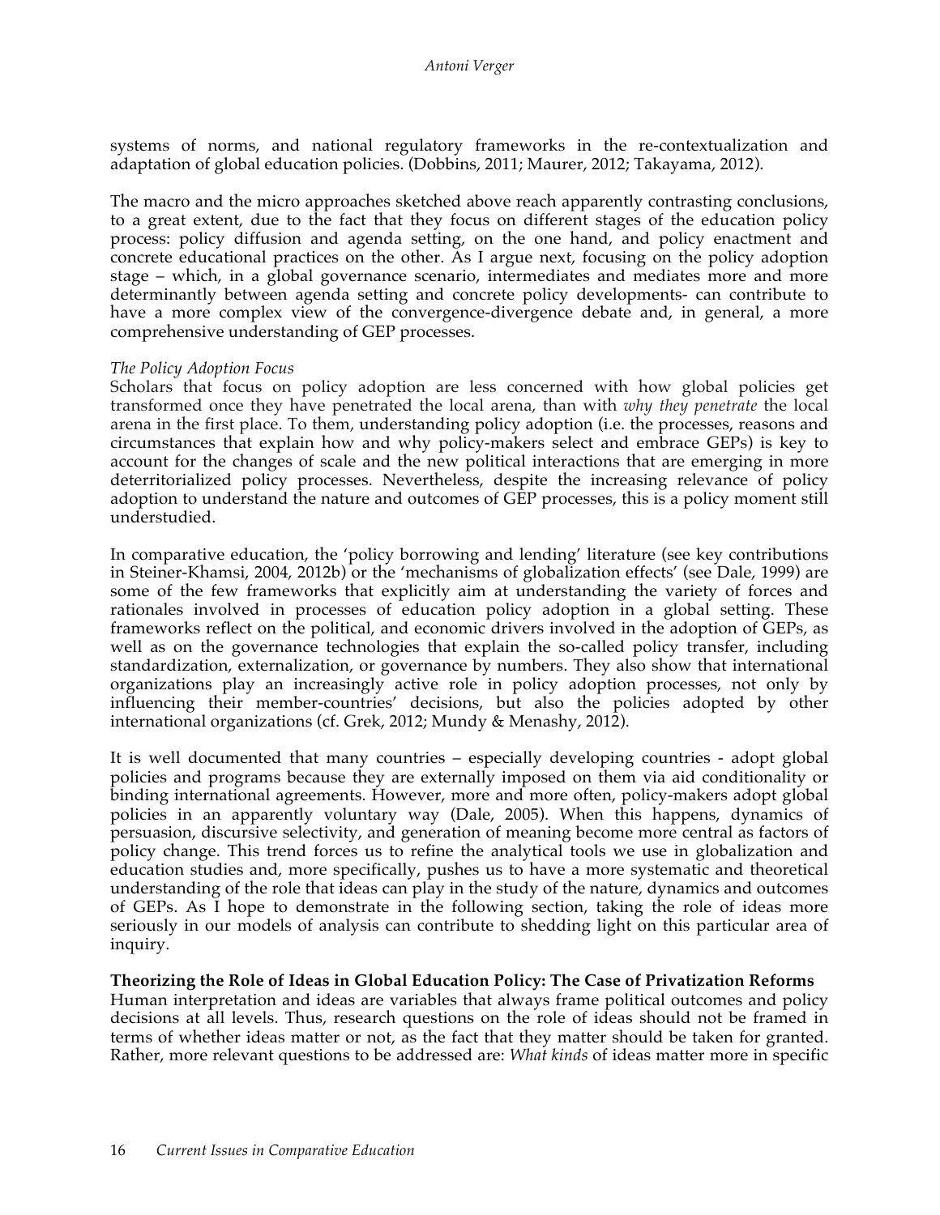systems of norms, and national regulatory frameworks in the re-contextualization and adaptation of global education policies. (Dobbins, 2011; Maurer, 2012; Takayama, 2012).

The macro and the micro approaches sketched above reach apparently contrasting conclusions, to a great extent, due to the fact that they focus on different stages of the education policy process: policy diffusion and agenda setting, on the one hand, and policy enactment and concrete educational practices on the other. As I argue next, focusing on the policy adoption stage – which, in a global governance scenario, intermediates and mediates more and more determinantly between agenda setting and concrete policy developments- can contribute to have a more complex view of the convergence-divergence debate and, in general, a more comprehensive understanding of GEP processes.

*The Policy Adoption Focus*

Scholars that focus on policy adoption are less concerned with how global policies get transformed once they have penetrated the local arena, than with *why they penetrate* the local arena in the first place. To them, understanding policy adoption (i.e. the processes, reasons and circumstances that explain how and why policy-makers select and embrace GEPs) is key to account for the changes of scale and the new political interactions that are emerging in more deterritorialized policy processes. Nevertheless, despite the increasing relevance of policy adoption to understand the nature and outcomes of GEP processes, this is a policy moment still understudied.

In comparative education, the 'policy borrowing and lending' literature (see key contributions in Steiner-Khamsi, 2004, 2012b) or the 'mechanisms of globalization effects' (see Dale, 1999) are some of the few frameworks that explicitly aim at understanding the variety of forces and rationales involved in processes of education policy adoption in a global setting. These frameworks reflect on the political, and economic drivers involved in the adoption of GEPs, as well as on the governance technologies that explain the so-called policy transfer, including standardization, externalization, or governance by numbers. They also show that international organizations play an increasingly active role in policy adoption processes, not only by influencing their member-countries' decisions, but also the policies adopted by other international organizations (cf. Grek, 2012; Mundy & Menashy, 2012).

It is well documented that many countries – especially developing countries - adopt global policies and programs because they are externally imposed on them via aid conditionality or binding international agreements. However, more and more often, policy-makers adopt global policies in an apparently voluntary way (Dale, 2005). When this happens, dynamics of persuasion, discursive selectivity, and generation of meaning become more central as factors of policy change. This trend forces us to refine the analytical tools we use in globalization and education studies and, more specifically, pushes us to have a more systematic and theoretical understanding of the role that ideas can play in the study of the nature, dynamics and outcomes of GEPs. As I hope to demonstrate in the following section, taking the role of ideas more seriously in our models of analysis can contribute to shedding light on this particular area of inquiry.

## Theorizing the Role of Ideas in Global Education Policy: The Case of Privatization Reforms

Human interpretation and ideas are variables that always frame political outcomes and policy decisions at all levels. Thus, research questions on the role of ideas should not be framed in terms of whether ideas matter or not, as the fact that they matter should be taken for granted. Rather, more relevant questions to be addressed are: *What kinds* of ideas matter more in specific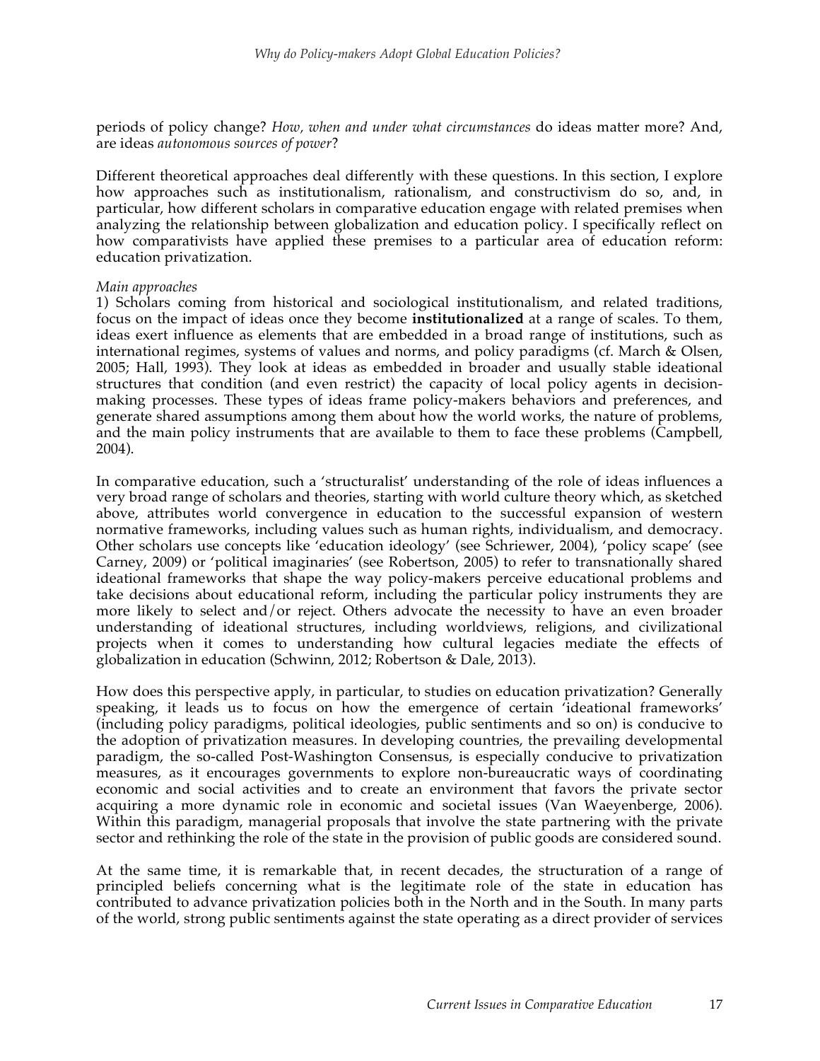periods of policy change? *How, when and under what circumstances* do ideas matter more? And, are ideas *autonomous sources of power*?

Different theoretical approaches deal differently with these questions. In this section, I explore how approaches such as institutionalism, rationalism, and constructivism do so, and, in particular, how different scholars in comparative education engage with related premises when analyzing the relationship between globalization and education policy. I specifically reflect on how comparativists have applied these premises to a particular area of education reform: education privatization.

*Main approaches*

1) Scholars coming from historical and sociological institutionalism, and related traditions, focus on the impact of ideas once they become **institutionalized** at a range of scales. To them, ideas exert influence as elements that are embedded in a broad range of institutions, such as international regimes, systems of values and norms, and policy paradigms (cf. March & Olsen, 2005; Hall, 1993). They look at ideas as embedded in broader and usually stable ideational structures that condition (and even restrict) the capacity of local policy agents in decision-making processes. These types of ideas frame policy-makers behaviors and preferences, and generate shared assumptions among them about how the world works, the nature of problems, and the main policy instruments that are available to them to face these problems (Campbell, 2004).

In comparative education, such a 'structuralist' understanding of the role of ideas influences a very broad range of scholars and theories, starting with world culture theory which, as sketched above, attributes world convergence in education to the successful expansion of western normative frameworks, including values such as human rights, individualism, and democracy. Other scholars use concepts like 'education ideology' (see Schriewer, 2004), 'policy scape' (see Carney, 2009) or 'political imaginaries' (see Robertson, 2005) to refer to transnationally shared ideational frameworks that shape the way policy-makers perceive educational problems and take decisions about educational reform, including the particular policy instruments they are more likely to select and/or reject. Others advocate the necessity to have an even broader understanding of ideational structures, including worldviews, religions, and civilizational projects when it comes to understanding how cultural legacies mediate the effects of globalization in education (Schwinn, 2012; Robertson & Dale, 2013).

How does this perspective apply, in particular, to studies on education privatization? Generally speaking, it leads us to focus on how the emergence of certain 'ideational frameworks' (including policy paradigms, political ideologies, public sentiments and so on) is conducive to the adoption of privatization measures. In developing countries, the prevailing developmental paradigm, the so-called Post-Washington Consensus, is especially conducive to privatization measures, as it encourages governments to explore non-bureaucratic ways of coordinating economic and social activities and to create an environment that favors the private sector acquiring a more dynamic role in economic and societal issues (Van Waeyenberge, 2006). Within this paradigm, managerial proposals that involve the state partnering with the private sector and rethinking the role of the state in the provision of public goods are considered sound.

At the same time, it is remarkable that, in recent decades, the structuration of a range of principled beliefs concerning what is the legitimate role of the state in education has contributed to advance privatization policies both in the North and in the South. In many parts of the world, strong public sentiments against the state operating as a direct provider of services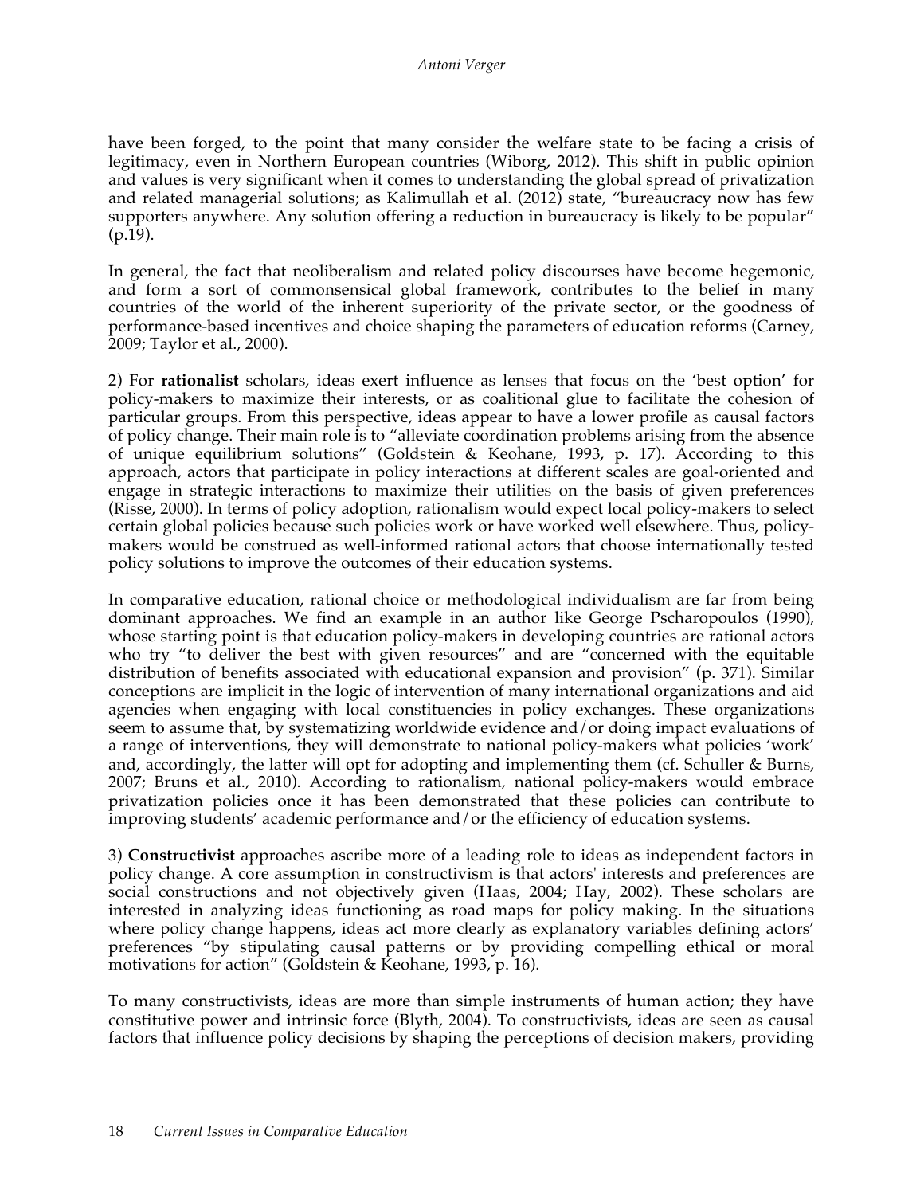have been forged, to the point that many consider the welfare state to be facing a crisis of legitimacy, even in Northern European countries (Wiborg, 2012). This shift in public opinion and values is very significant when it comes to understanding the global spread of privatization and related managerial solutions; as Kalimullah et al. (2012) state, "bureaucracy now has few supporters anywhere. Any solution offering a reduction in bureaucracy is likely to be popular" (p.19).

In general, the fact that neoliberalism and related policy discourses have become hegemonic, and form a sort of commonsensical global framework, contributes to the belief in many countries of the world of the inherent superiority of the private sector, or the goodness of performance-based incentives and choice shaping the parameters of education reforms (Carney, 2009; Taylor et al., 2000).

2) For **rationalist** scholars, ideas exert influence as lenses that focus on the 'best option' for policy-makers to maximize their interests, or as coalitional glue to facilitate the cohesion of particular groups. From this perspective, ideas appear to have a lower profile as causal factors of policy change. Their main role is to "alleviate coordination problems arising from the absence of unique equilibrium solutions" (Goldstein & Keohane, 1993, p. 17). According to this approach, actors that participate in policy interactions at different scales are goal-oriented and engage in strategic interactions to maximize their utilities on the basis of given preferences (Risse, 2000). In terms of policy adoption, rationalism would expect local policy-makers to select certain global policies because such policies work or have worked well elsewhere. Thus, policy-makers would be construed as well-informed rational actors that choose internationally tested policy solutions to improve the outcomes of their education systems.

In comparative education, rational choice or methodological individualism are far from being dominant approaches. We find an example in an author like George Pscharopoulos (1990), whose starting point is that education policy-makers in developing countries are rational actors who try "to deliver the best with given resources" and are "concerned with the equitable distribution of benefits associated with educational expansion and provision" (p. 371). Similar conceptions are implicit in the logic of intervention of many international organizations and aid agencies when engaging with local constituencies in policy exchanges. These organizations seem to assume that, by systematizing worldwide evidence and/or doing impact evaluations of a range of interventions, they will demonstrate to national policy-makers what policies 'work' and, accordingly, the latter will opt for adopting and implementing them (cf. Schuller & Burns, 2007; Bruns et al., 2010). According to rationalism, national policy-makers would embrace privatization policies once it has been demonstrated that these policies can contribute to improving students' academic performance and/or the efficiency of education systems.

3) **Constructivist** approaches ascribe more of a leading role to ideas as independent factors in policy change. A core assumption in constructivism is that actors' interests and preferences are social constructions and not objectively given (Haas, 2004; Hay, 2002). These scholars are interested in analyzing ideas functioning as road maps for policy making. In the situations where policy change happens, ideas act more clearly as explanatory variables defining actors' preferences "by stipulating causal patterns or by providing compelling ethical or moral motivations for action" (Goldstein & Keohane, 1993, p. 16).

To many constructivists, ideas are more than simple instruments of human action; they have constitutive power and intrinsic force (Blyth, 2004). To constructivists, ideas are seen as causal factors that influence policy decisions by shaping the perceptions of decision makers, providing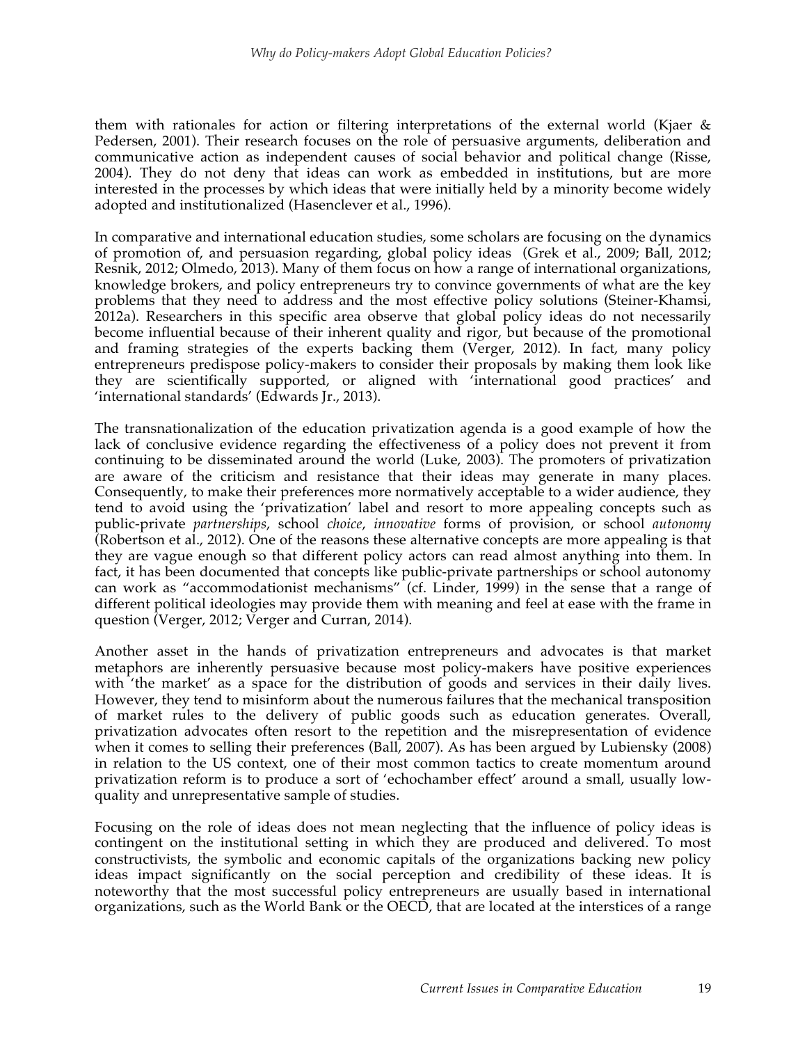them with rationales for action or filtering interpretations of the external world (Kjaer & Pedersen, 2001). Their research focuses on the role of persuasive arguments, deliberation and communicative action as independent causes of social behavior and political change (Risse, 2004). They do not deny that ideas can work as embedded in institutions, but are more interested in the processes by which ideas that were initially held by a minority become widely adopted and institutionalized (Hasenclever et al., 1996).

In comparative and international education studies, some scholars are focusing on the dynamics of promotion of, and persuasion regarding, global policy ideas (Grek et al., 2009; Ball, 2012; Resnik, 2012; Olmedo, 2013). Many of them focus on how a range of international organizations, knowledge brokers, and policy entrepreneurs try to convince governments of what are the key problems that they need to address and the most effective policy solutions (Steiner-Khamsi, 2012a). Researchers in this specific area observe that global policy ideas do not necessarily become influential because of their inherent quality and rigor, but because of the promotional and framing strategies of the experts backing them (Verger, 2012). In fact, many policy entrepreneurs predispose policy-makers to consider their proposals by making them look like they are scientifically supported, or aligned with 'international good practices' and 'international standards' (Edwards Jr., 2013).

The transnationalization of the education privatization agenda is a good example of how the lack of conclusive evidence regarding the effectiveness of a policy does not prevent it from continuing to be disseminated around the world (Luke, 2003). The promoters of privatization are aware of the criticism and resistance that their ideas may generate in many places. Consequently, to make their preferences more normatively acceptable to a wider audience, they tend to avoid using the 'privatization' label and resort to more appealing concepts such as public-private *partnerships*, school *choice*, *innovative* forms of provision, or school *autonomy* (Robertson et al., 2012). One of the reasons these alternative concepts are more appealing is that they are vague enough so that different policy actors can read almost anything into them. In fact, it has been documented that concepts like public-private partnerships or school autonomy can work as "accommodationist mechanisms" (cf. Linder, 1999) in the sense that a range of different political ideologies may provide them with meaning and feel at ease with the frame in question (Verger, 2012; Verger and Curran, 2014).

Another asset in the hands of privatization entrepreneurs and advocates is that market metaphors are inherently persuasive because most policy-makers have positive experiences with 'the market' as a space for the distribution of goods and services in their daily lives. However, they tend to misinform about the numerous failures that the mechanical transposition of market rules to the delivery of public goods such as education generates. Overall, privatization advocates often resort to the repetition and the misrepresentation of evidence when it comes to selling their preferences (Ball, 2007). As has been argued by Lubiensky (2008) in relation to the US context, one of their most common tactics to create momentum around privatization reform is to produce a sort of 'echochamber effect' around a small, usually low-quality and unrepresentative sample of studies.

Focusing on the role of ideas does not mean neglecting that the influence of policy ideas is contingent on the institutional setting in which they are produced and delivered. To most constructivists, the symbolic and economic capitals of the organizations backing new policy ideas impact significantly on the social perception and credibility of these ideas. It is noteworthy that the most successful policy entrepreneurs are usually based in international organizations, such as the World Bank or the OECD, that are located at the interstices of a range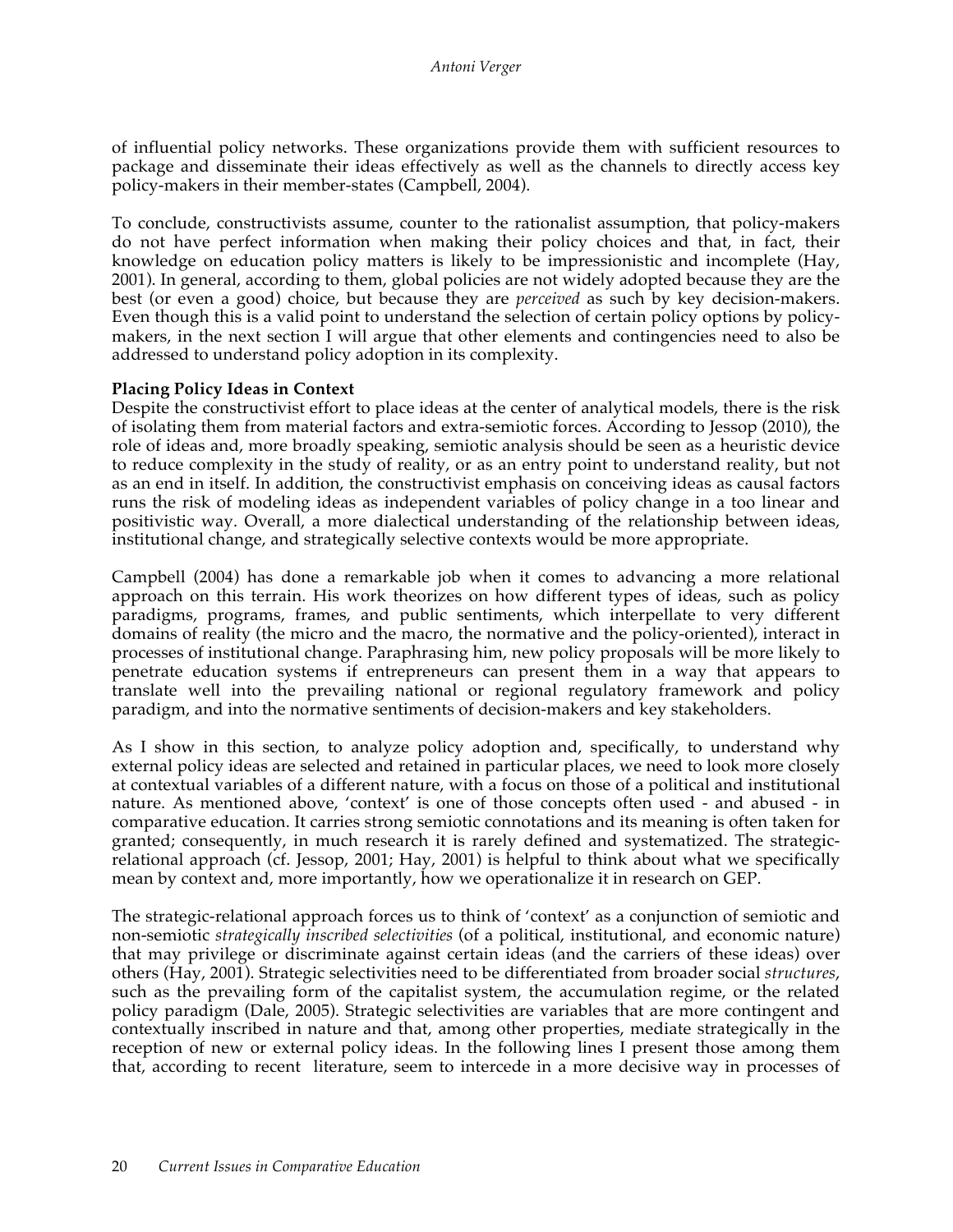of influential policy networks. These organizations provide them with sufficient resources to package and disseminate their ideas effectively as well as the channels to directly access key policy-makers in their member-states (Campbell, 2004).

To conclude, constructivists assume, counter to the rationalist assumption, that policy-makers do not have perfect information when making their policy choices and that, in fact, their knowledge on education policy matters is likely to be impressionistic and incomplete (Hay, 2001). In general, according to them, global policies are not widely adopted because they are the best (or even a good) choice, but because they are *perceived* as such by key decision-makers. Even though this is a valid point to understand the selection of certain policy options by policy-makers, in the next section I will argue that other elements and contingencies need to also be addressed to understand policy adoption in its complexity.

**Placing Policy Ideas in Context**

Despite the constructivist effort to place ideas at the center of analytical models, there is the risk of isolating them from material factors and extra-semiotic forces. According to Jessop (2010), the role of ideas and, more broadly speaking, semiotic analysis should be seen as a heuristic device to reduce complexity in the study of reality, or as an entry point to understand reality, but not as an end in itself. In addition, the constructivist emphasis on conceiving ideas as causal factors runs the risk of modeling ideas as independent variables of policy change in a too linear and positivistic way. Overall, a more dialectical understanding of the relationship between ideas, institutional change, and strategically selective contexts would be more appropriate.

Campbell (2004) has done a remarkable job when it comes to advancing a more relational approach on this terrain. His work theorizes on how different types of ideas, such as policy paradigms, programs, frames, and public sentiments, which interpellate to very different domains of reality (the micro and the macro, the normative and the policy-oriented), interact in processes of institutional change. Paraphrasing him, new policy proposals will be more likely to penetrate education systems if entrepreneurs can present them in a way that appears to translate well into the prevailing national or regional regulatory framework and policy paradigm, and into the normative sentiments of decision-makers and key stakeholders.

As I show in this section, to analyze policy adoption and, specifically, to understand why external policy ideas are selected and retained in particular places, we need to look more closely at contextual variables of a different nature, with a focus on those of a political and institutional nature. As mentioned above, 'context' is one of those concepts often used - and abused - in comparative education. It carries strong semiotic connotations and its meaning is often taken for granted; consequently, in much research it is rarely defined and systematized. The strategic-relational approach (cf. Jessop, 2001; Hay, 2001) is helpful to think about what we specifically mean by context and, more importantly, how we operationalize it in research on GEP.

The strategic-relational approach forces us to think of 'context' as a conjunction of semiotic and non-semiotic *strategically inscribed selectivities* (of a political, institutional, and economic nature) that may privilege or discriminate against certain ideas (and the carriers of these ideas) over others (Hay, 2001). Strategic selectivities need to be differentiated from broader social *structures*, such as the prevailing form of the capitalist system, the accumulation regime, or the related policy paradigm (Dale, 2005). Strategic selectivities are variables that are more contingent and contextually inscribed in nature and that, among other properties, mediate strategically in the reception of new or external policy ideas. In the following lines I present those among them that, according to recent literature, seem to intercede in a more decisive way in processes of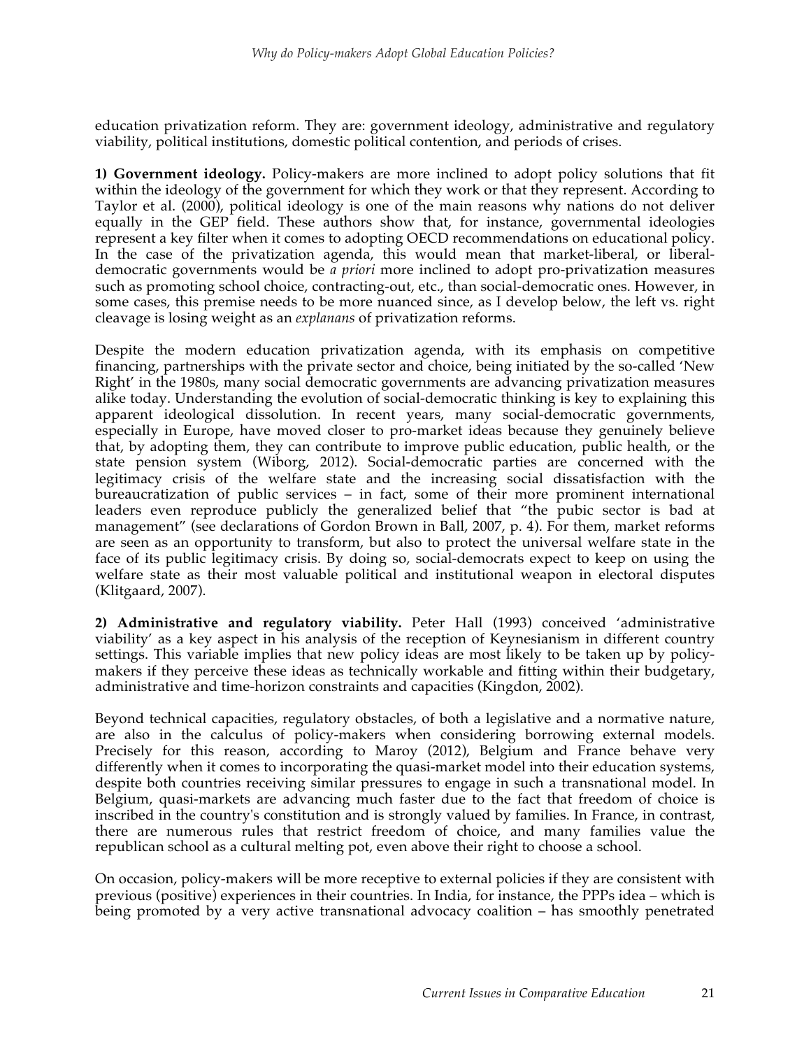education privatization reform. They are: government ideology, administrative and regulatory viability, political institutions, domestic political contention, and periods of crises.

**1) Government ideology.** Policy-makers are more inclined to adopt policy solutions that fit within the ideology of the government for which they work or that they represent. According to Taylor et al. (2000), political ideology is one of the main reasons why nations do not deliver equally in the GEP field. These authors show that, for instance, governmental ideologies represent a key filter when it comes to adopting OECD recommendations on educational policy. In the case of the privatization agenda, this would mean that market-liberal, or liberal-democratic governments would be *a priori* more inclined to adopt pro-privatization measures such as promoting school choice, contracting-out, etc., than social-democratic ones. However, in some cases, this premise needs to be more nuanced since, as I develop below, the left vs. right cleavage is losing weight as an *explanans* of privatization reforms.

Despite the modern education privatization agenda, with its emphasis on competitive financing, partnerships with the private sector and choice, being initiated by the so-called 'New Right' in the 1980s, many social democratic governments are advancing privatization measures alike today. Understanding the evolution of social-democratic thinking is key to explaining this apparent ideological dissolution. In recent years, many social-democratic governments, especially in Europe, have moved closer to pro-market ideas because they genuinely believe that, by adopting them, they can contribute to improve public education, public health, or the state pension system (Wiborg, 2012). Social-democratic parties are concerned with the legitimacy crisis of the welfare state and the increasing social dissatisfaction with the bureaucratization of public services – in fact, some of their more prominent international leaders even reproduce publicly the generalized belief that "the pubic sector is bad at management" (see declarations of Gordon Brown in Ball, 2007, p. 4). For them, market reforms are seen as an opportunity to transform, but also to protect the universal welfare state in the face of its public legitimacy crisis. By doing so, social-democrats expect to keep on using the welfare state as their most valuable political and institutional weapon in electoral disputes (Klitgaard, 2007).

**2) Administrative and regulatory viability.** Peter Hall (1993) conceived 'administrative viability' as a key aspect in his analysis of the reception of Keynesianism in different country settings. This variable implies that new policy ideas are most likely to be taken up by policy-makers if they perceive these ideas as technically workable and fitting within their budgetary, administrative and time-horizon constraints and capacities (Kingdon, 2002).

Beyond technical capacities, regulatory obstacles, of both a legislative and a normative nature, are also in the calculus of policy-makers when considering borrowing external models. Precisely for this reason, according to Maroy (2012), Belgium and France behave very differently when it comes to incorporating the quasi-market model into their education systems, despite both countries receiving similar pressures to engage in such a transnational model. In Belgium, quasi-markets are advancing much faster due to the fact that freedom of choice is inscribed in the country's constitution and is strongly valued by families. In France, in contrast, there are numerous rules that restrict freedom of choice, and many families value the republican school as a cultural melting pot, even above their right to choose a school.

On occasion, policy-makers will be more receptive to external policies if they are consistent with previous (positive) experiences in their countries. In India, for instance, the PPPs idea – which is being promoted by a very active transnational advocacy coalition – has smoothly penetrated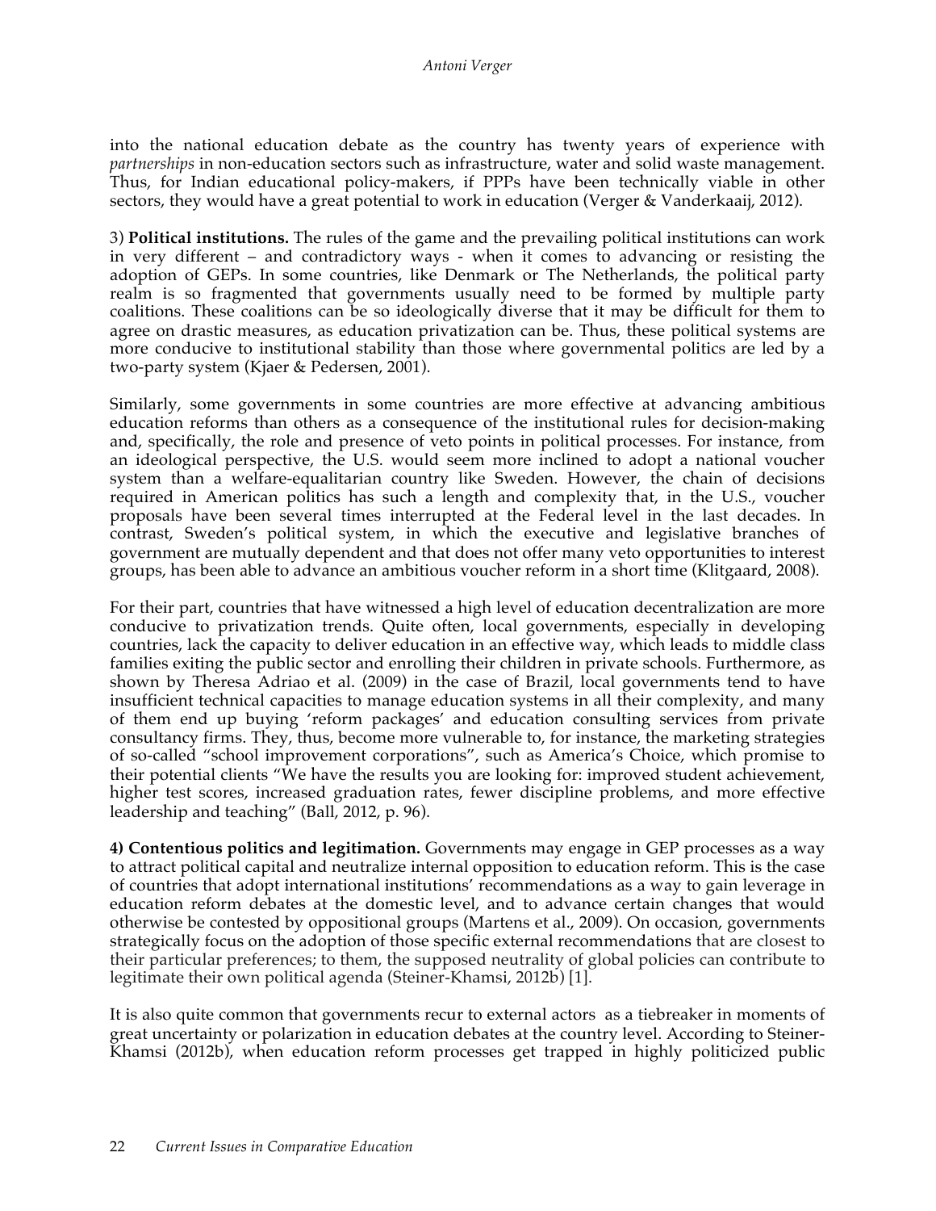into the national education debate as the country has twenty years of experience with *partnerships* in non-education sectors such as infrastructure, water and solid waste management. Thus, for Indian educational policy-makers, if PPPs have been technically viable in other sectors, they would have a great potential to work in education (Verger & Vanderkaaij, 2012).

3) **Political institutions.** The rules of the game and the prevailing political institutions can work in very different – and contradictory ways - when it comes to advancing or resisting the adoption of GEPs. In some countries, like Denmark or The Netherlands, the political party realm is so fragmented that governments usually need to be formed by multiple party coalitions. These coalitions can be so ideologically diverse that it may be difficult for them to agree on drastic measures, as education privatization can be. Thus, these political systems are more conducive to institutional stability than those where governmental politics are led by a two-party system (Kjaer & Pedersen, 2001).

Similarly, some governments in some countries are more effective at advancing ambitious education reforms than others as a consequence of the institutional rules for decision-making and, specifically, the role and presence of veto points in political processes. For instance, from an ideological perspective, the U.S. would seem more inclined to adopt a national voucher system than a welfare-equalitarian country like Sweden. However, the chain of decisions required in American politics has such a length and complexity that, in the U.S., voucher proposals have been several times interrupted at the Federal level in the last decades. In contrast, Sweden's political system, in which the executive and legislative branches of government are mutually dependent and that does not offer many veto opportunities to interest groups, has been able to advance an ambitious voucher reform in a short time (Klitgaard, 2008).

For their part, countries that have witnessed a high level of education decentralization are more conducive to privatization trends. Quite often, local governments, especially in developing countries, lack the capacity to deliver education in an effective way, which leads to middle class families exiting the public sector and enrolling their children in private schools. Furthermore, as shown by Theresa Adriao et al. (2009) in the case of Brazil, local governments tend to have insufficient technical capacities to manage education systems in all their complexity, and many of them end up buying 'reform packages' and education consulting services from private consultancy firms. They, thus, become more vulnerable to, for instance, the marketing strategies of so-called "school improvement corporations", such as America's Choice, which promise to their potential clients "We have the results you are looking for: improved student achievement, higher test scores, increased graduation rates, fewer discipline problems, and more effective leadership and teaching" (Ball, 2012, p. 96).

**4) Contentious politics and legitimation.** Governments may engage in GEP processes as a way to attract political capital and neutralize internal opposition to education reform. This is the case of countries that adopt international institutions' recommendations as a way to gain leverage in education reform debates at the domestic level, and to advance certain changes that would otherwise be contested by oppositional groups (Martens et al., 2009). On occasion, governments strategically focus on the adoption of those specific external recommendations that are closest to their particular preferences; to them, the supposed neutrality of global policies can contribute to legitimate their own political agenda (Steiner-Khamsi, 2012b) [1].

It is also quite common that governments recur to external actors as a tiebreaker in moments of great uncertainty or polarization in education debates at the country level. According to Steiner-Khamsi (2012b), when education reform processes get trapped in highly politicized public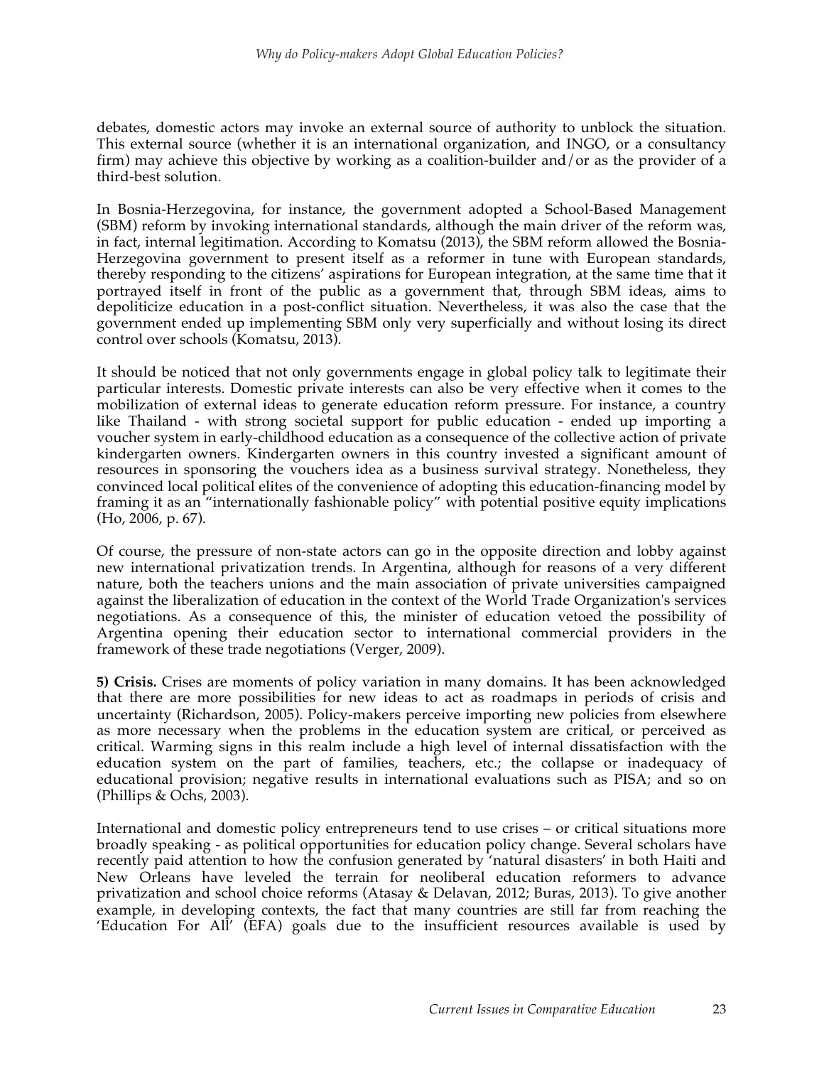debates, domestic actors may invoke an external source of authority to unblock the situation. This external source (whether it is an international organization, and INGO, or a consultancy firm) may achieve this objective by working as a coalition-builder and/or as the provider of a third-best solution.

In Bosnia-Herzegovina, for instance, the government adopted a School-Based Management (SBM) reform by invoking international standards, although the main driver of the reform was, in fact, internal legitimation. According to Komatsu (2013), the SBM reform allowed the Bosnia-Herzegovina government to present itself as a reformer in tune with European standards, thereby responding to the citizens' aspirations for European integration, at the same time that it portrayed itself in front of the public as a government that, through SBM ideas, aims to depoliticize education in a post-conflict situation. Nevertheless, it was also the case that the government ended up implementing SBM only very superficially and without losing its direct control over schools (Komatsu, 2013).

It should be noticed that not only governments engage in global policy talk to legitimate their particular interests. Domestic private interests can also be very effective when it comes to the mobilization of external ideas to generate education reform pressure. For instance, a country like Thailand - with strong societal support for public education - ended up importing a voucher system in early-childhood education as a consequence of the collective action of private kindergarten owners. Kindergarten owners in this country invested a significant amount of resources in sponsoring the vouchers idea as a business survival strategy. Nonetheless, they convinced local political elites of the convenience of adopting this education-financing model by framing it as an "internationally fashionable policy" with potential positive equity implications (Ho, 2006, p. 67).

Of course, the pressure of non-state actors can go in the opposite direction and lobby against new international privatization trends. In Argentina, although for reasons of a very different nature, both the teachers unions and the main association of private universities campaigned against the liberalization of education in the context of the World Trade Organization's services negotiations. As a consequence of this, the minister of education vetoed the possibility of Argentina opening their education sector to international commercial providers in the framework of these trade negotiations (Verger, 2009).

**5) Crisis.** Crises are moments of policy variation in many domains. It has been acknowledged that there are more possibilities for new ideas to act as roadmaps in periods of crisis and uncertainty (Richardson, 2005). Policy-makers perceive importing new policies from elsewhere as more necessary when the problems in the education system are critical, or perceived as critical. Warming signs in this realm include a high level of internal dissatisfaction with the education system on the part of families, teachers, etc.; the collapse or inadequacy of educational provision; negative results in international evaluations such as PISA; and so on (Phillips & Ochs, 2003).

International and domestic policy entrepreneurs tend to use crises – or critical situations more broadly speaking - as political opportunities for education policy change. Several scholars have recently paid attention to how the confusion generated by 'natural disasters' in both Haiti and New Orleans have leveled the terrain for neoliberal education reformers to advance privatization and school choice reforms (Atasay & Delavan, 2012; Buras, 2013). To give another example, in developing contexts, the fact that many countries are still far from reaching the 'Education For All' (EFA) goals due to the insufficient resources available is used by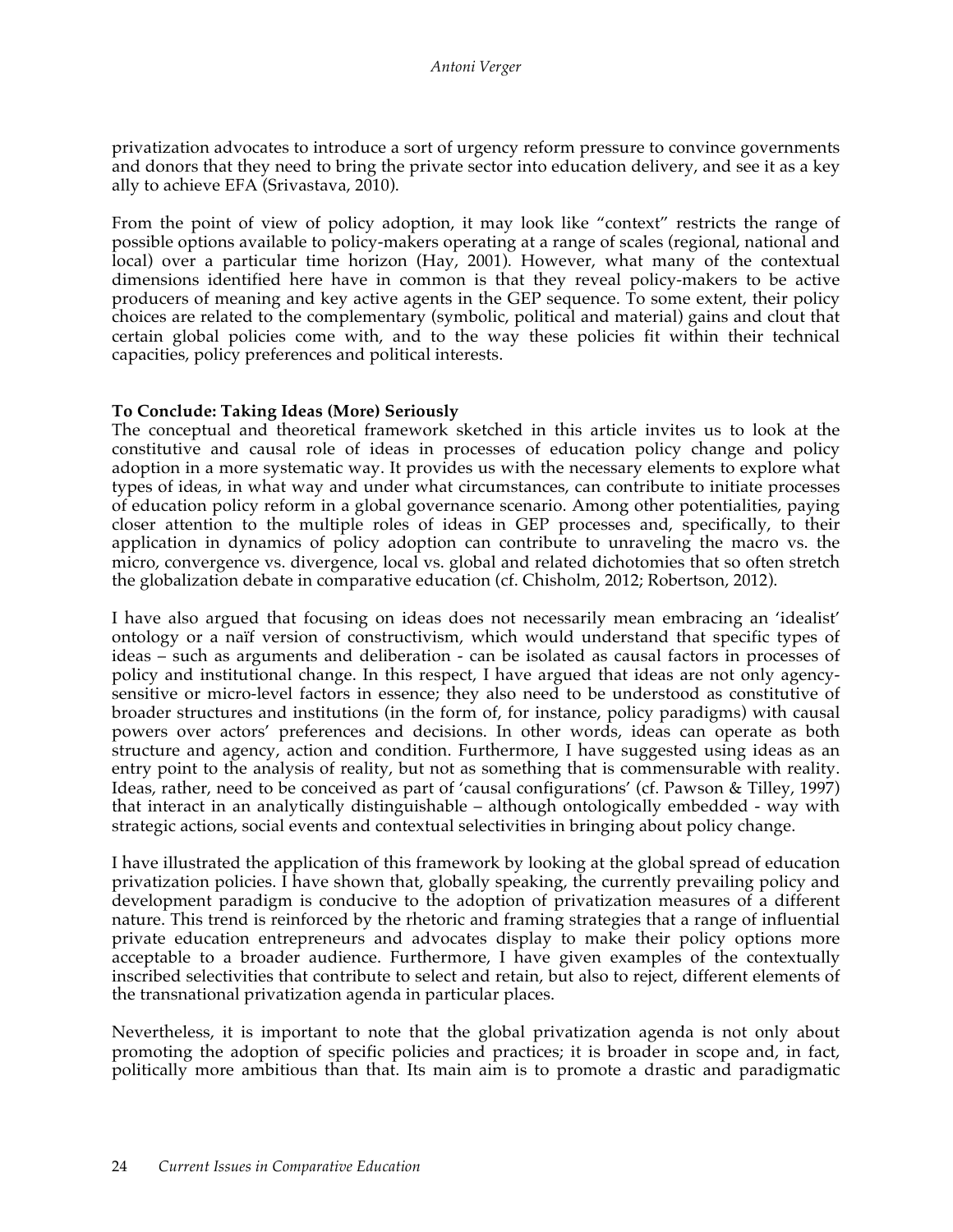privatization advocates to introduce a sort of urgency reform pressure to convince governments and donors that they need to bring the private sector into education delivery, and see it as a key ally to achieve EFA (Srivastava, 2010).

From the point of view of policy adoption, it may look like "context" restricts the range of possible options available to policy-makers operating at a range of scales (regional, national and local) over a particular time horizon (Hay, 2001). However, what many of the contextual dimensions identified here have in common is that they reveal policy-makers to be active producers of meaning and key active agents in the GEP sequence. To some extent, their policy choices are related to the complementary (symbolic, political and material) gains and clout that certain global policies come with, and to the way these policies fit within their technical capacities, policy preferences and political interests.

**To Conclude: Taking Ideas (More) Seriously**

The conceptual and theoretical framework sketched in this article invites us to look at the constitutive and causal role of ideas in processes of education policy change and policy adoption in a more systematic way. It provides us with the necessary elements to explore what types of ideas, in what way and under what circumstances, can contribute to initiate processes of education policy reform in a global governance scenario. Among other potentialities, paying closer attention to the multiple roles of ideas in GEP processes and, specifically, to their application in dynamics of policy adoption can contribute to unraveling the macro vs. the micro, convergence vs. divergence, local vs. global and related dichotomies that so often stretch the globalization debate in comparative education (cf. Chisholm, 2012; Robertson, 2012).

I have also argued that focusing on ideas does not necessarily mean embracing an 'idealist' ontology or a naïf version of constructivism, which would understand that specific types of ideas – such as arguments and deliberation - can be isolated as causal factors in processes of policy and institutional change. In this respect, I have argued that ideas are not only agency-sensitive or micro-level factors in essence; they also need to be understood as constitutive of broader structures and institutions (in the form of, for instance, policy paradigms) with causal powers over actors' preferences and decisions. In other words, ideas can operate as both structure and agency, action and condition. Furthermore, I have suggested using ideas as an entry point to the analysis of reality, but not as something that is commensurable with reality. Ideas, rather, need to be conceived as part of 'causal configurations' (cf. Pawson & Tilley, 1997) that interact in an analytically distinguishable – although ontologically embedded - way with strategic actions, social events and contextual selectivities in bringing about policy change.

I have illustrated the application of this framework by looking at the global spread of education privatization policies. I have shown that, globally speaking, the currently prevailing policy and development paradigm is conducive to the adoption of privatization measures of a different nature. This trend is reinforced by the rhetoric and framing strategies that a range of influential private education entrepreneurs and advocates display to make their policy options more acceptable to a broader audience. Furthermore, I have given examples of the contextually inscribed selectivities that contribute to select and retain, but also to reject, different elements of the transnational privatization agenda in particular places.

Nevertheless, it is important to note that the global privatization agenda is not only about promoting the adoption of specific policies and practices; it is broader in scope and, in fact, politically more ambitious than that. Its main aim is to promote a drastic and paradigmatic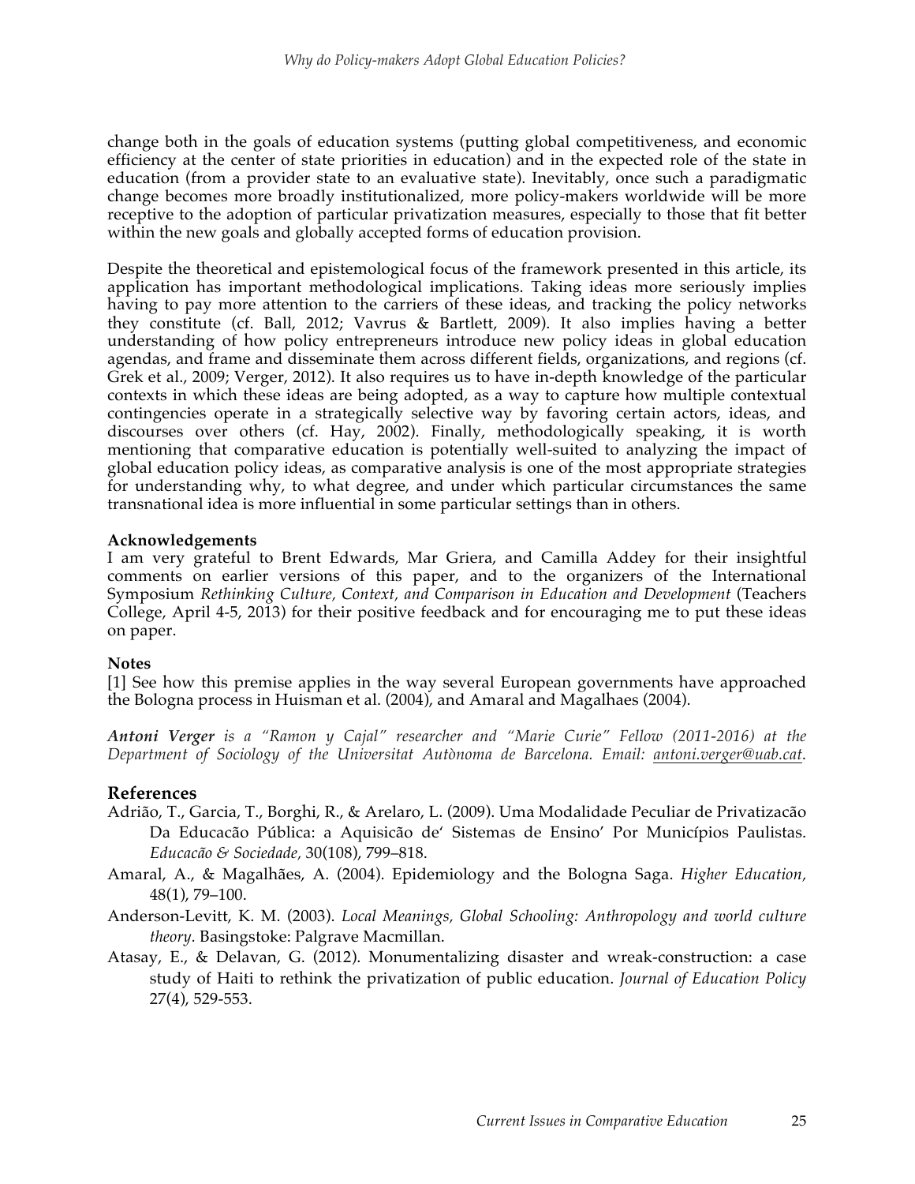change both in the goals of education systems (putting global competitiveness, and economic efficiency at the center of state priorities in education) and in the expected role of the state in education (from a provider state to an evaluative state). Inevitably, once such a paradigmatic change becomes more broadly institutionalized, more policy-makers worldwide will be more receptive to the adoption of particular privatization measures, especially to those that fit better within the new goals and globally accepted forms of education provision.

Despite the theoretical and epistemological focus of the framework presented in this article, its application has important methodological implications. Taking ideas more seriously implies having to pay more attention to the carriers of these ideas, and tracking the policy networks they constitute (cf. Ball, 2012; Vavrus & Bartlett, 2009). It also implies having a better understanding of how policy entrepreneurs introduce new policy ideas in global education agendas, and frame and disseminate them across different fields, organizations, and regions (cf. Grek et al., 2009; Verger, 2012). It also requires us to have in-depth knowledge of the particular contexts in which these ideas are being adopted, as a way to capture how multiple contextual contingencies operate in a strategically selective way by favoring certain actors, ideas, and discourses over others (cf. Hay, 2002). Finally, methodologically speaking, it is worth mentioning that comparative education is potentially well-suited to analyzing the impact of global education policy ideas, as comparative analysis is one of the most appropriate strategies for understanding why, to what degree, and under which particular circumstances the same transnational idea is more influential in some particular settings than in others.

**Acknowledgements**

I am very grateful to Brent Edwards, Mar Griera, and Camilla Addey for their insightful comments on earlier versions of this paper, and to the organizers of the International Symposium *Rethinking Culture, Context, and Comparison in Education and Development* (Teachers College, April 4-5, 2013) for their positive feedback and for encouraging me to put these ideas on paper.

**Notes**

[1] See how this premise applies in the way several European governments have approached the Bologna process in Huisman et al. (2004), and Amaral and Magalhaes (2004).

***Antoni Verger*** *is a "Ramon y Cajal" researcher and "Marie Curie" Fellow (2011-2016) at the Department of Sociology of the Universitat Autònoma de Barcelona. Email: antoni.verger@uab.cat.*

## References

Adrião, T., Garcia, T., Borghi, R., & Arelaro, L. (2009). Uma Modalidade Peculiar de Privatizacão Da Educacão Pública: a Aquisicão de' Sistemas de Ensino' Por Municípios Paulistas. *Educacão & Sociedade,* 30(108), 799–818.

Amaral, A., & Magalhães, A. (2004). Epidemiology and the Bologna Saga. *Higher Education,* 48(1), 79–100.

Anderson-Levitt, K. M. (2003). *Local Meanings, Global Schooling: Anthropology and world culture theory.* Basingstoke: Palgrave Macmillan.

Atasay, E., & Delavan, G. (2012). Monumentalizing disaster and wreak-construction: a case study of Haiti to rethink the privatization of public education. *Journal of Education Policy* 27(4), 529-553.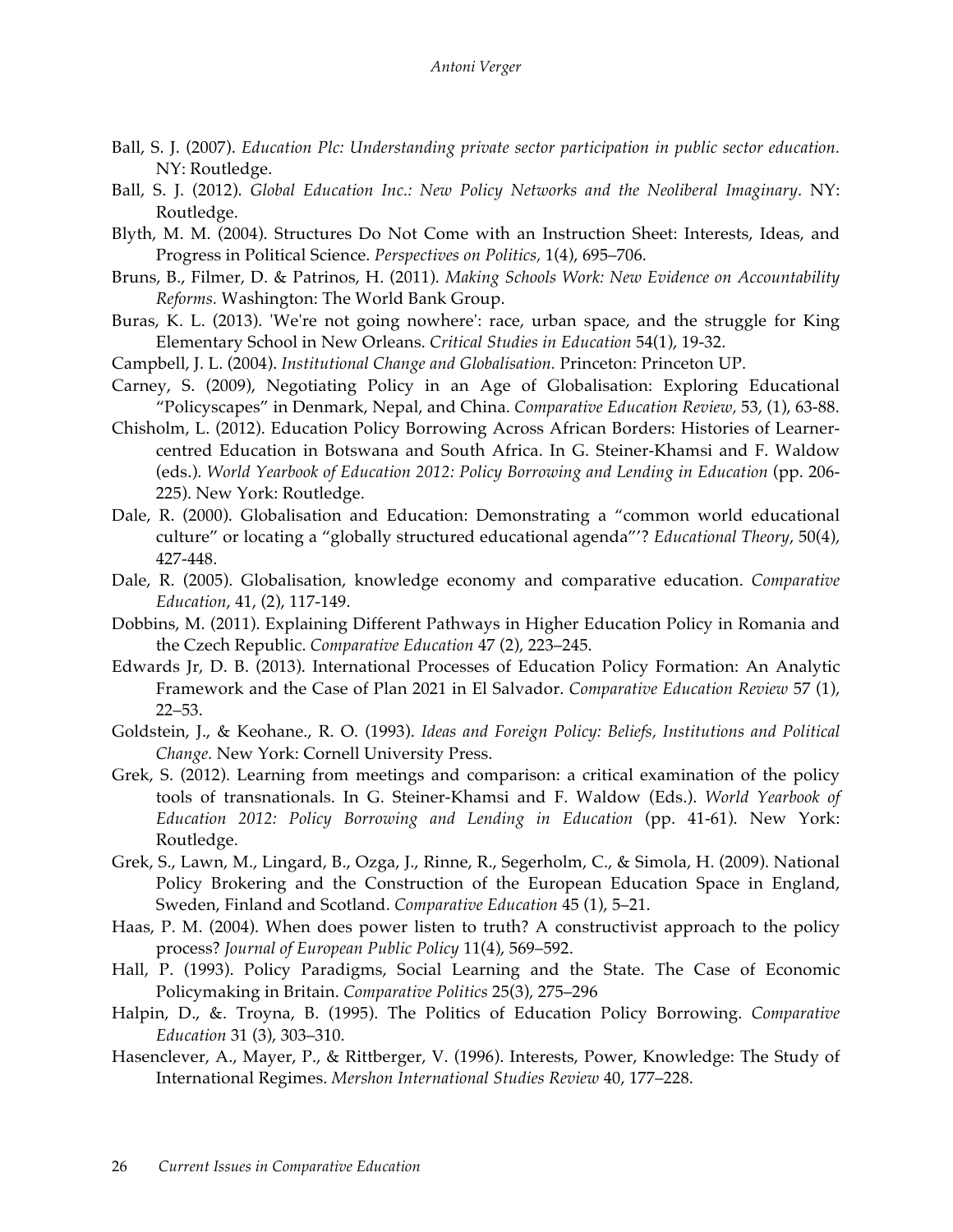Ball, S. J. (2007). *Education Plc: Understanding private sector participation in public sector education.* NY: Routledge.

Ball, S. J. (2012). *Global Education Inc.: New Policy Networks and the Neoliberal Imaginary*. NY: Routledge.

Blyth, M. M. (2004). Structures Do Not Come with an Instruction Sheet: Interests, Ideas, and Progress in Political Science. *Perspectives on Politics,* 1(4), 695–706.

Bruns, B., Filmer, D. & Patrinos, H. (2011). *Making Schools Work: New Evidence on Accountability Reforms.* Washington: The World Bank Group.

Buras, K. L. (2013). 'We're not going nowhere': race, urban space, and the struggle for King Elementary School in New Orleans. *Critical Studies in Education* 54(1), 19-32.

Campbell, J. L. (2004). *Institutional Change and Globalisation.* Princeton: Princeton UP.

Carney, S. (2009), Negotiating Policy in an Age of Globalisation: Exploring Educational "Policyscapes" in Denmark, Nepal, and China. *Comparative Education Review,* 53, (1), 63-88.

Chisholm, L. (2012). Education Policy Borrowing Across African Borders: Histories of Learner-centred Education in Botswana and South Africa. In G. Steiner-Khamsi and F. Waldow (eds.). *World Yearbook of Education 2012: Policy Borrowing and Lending in Education* (pp. 206-225). New York: Routledge.

Dale, R. (2000). Globalisation and Education: Demonstrating a "common world educational culture" or locating a "globally structured educational agenda"'? *Educational Theory*, 50(4), 427-448.

Dale, R. (2005). Globalisation, knowledge economy and comparative education. *Comparative Education*, 41, (2), 117-149.

Dobbins, M. (2011). Explaining Different Pathways in Higher Education Policy in Romania and the Czech Republic. *Comparative Education* 47 (2), 223–245.

Edwards Jr, D. B. (2013). International Processes of Education Policy Formation: An Analytic Framework and the Case of Plan 2021 in El Salvador. *Comparative Education Review* 57 (1), 22–53.

Goldstein, J., & Keohane., R. O. (1993). *Ideas and Foreign Policy: Beliefs, Institutions and Political Change.* New York: Cornell University Press.

Grek, S. (2012). Learning from meetings and comparison: a critical examination of the policy tools of transnationals. In G. Steiner-Khamsi and F. Waldow (Eds.). *World Yearbook of Education 2012: Policy Borrowing and Lending in Education* (pp. 41-61). New York: Routledge.

Grek, S., Lawn, M., Lingard, B., Ozga, J., Rinne, R., Segerholm, C., & Simola, H. (2009). National Policy Brokering and the Construction of the European Education Space in England, Sweden, Finland and Scotland. *Comparative Education* 45 (1), 5–21.

Haas, P. M. (2004). When does power listen to truth? A constructivist approach to the policy process? *Journal of European Public Policy* 11(4), 569–592.

Hall, P. (1993). Policy Paradigms, Social Learning and the State. The Case of Economic Policymaking in Britain. *Comparative Politics* 25(3), 275–296

Halpin, D., &. Troyna, B. (1995). The Politics of Education Policy Borrowing. *Comparative Education* 31 (3), 303–310.

Hasenclever, A., Mayer, P., & Rittberger, V. (1996). Interests, Power, Knowledge: The Study of International Regimes. *Mershon International Studies Review* 40, 177–228.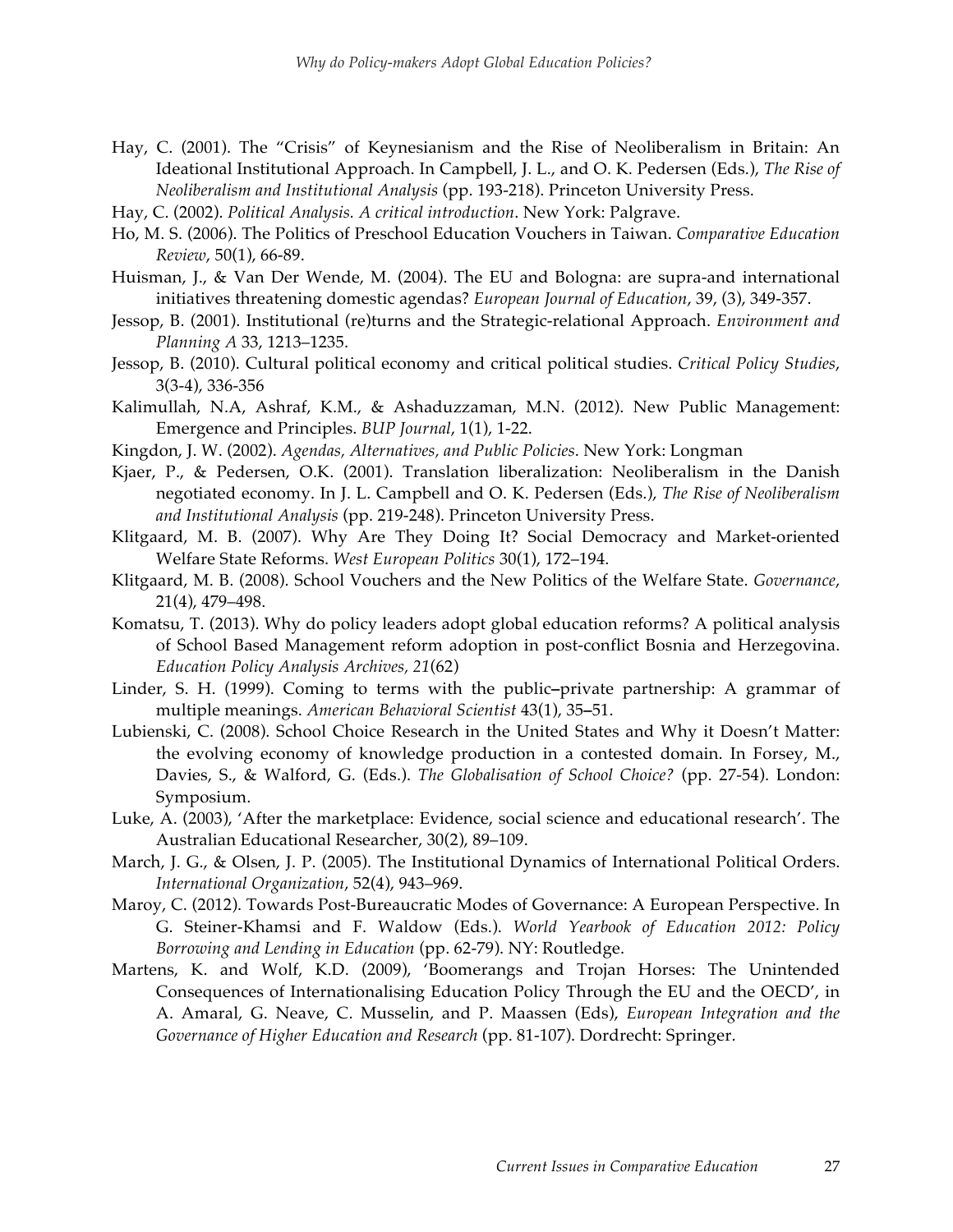Hay, C. (2001). The "Crisis" of Keynesianism and the Rise of Neoliberalism in Britain: An Ideational Institutional Approach. In Campbell, J. L., and O. K. Pedersen (Eds.), *The Rise of Neoliberalism and Institutional Analysis* (pp. 193-218). Princeton University Press.

Hay, C. (2002). *Political Analysis. A critical introduction*. New York: Palgrave.

Ho, M. S. (2006). The Politics of Preschool Education Vouchers in Taiwan. *Comparative Education Review*, 50(1), 66-89.

Huisman, J., & Van Der Wende, M. (2004). The EU and Bologna: are supra-and international initiatives threatening domestic agendas? *European Journal of Education*, 39, (3), 349-357.

Jessop, B. (2001). Institutional (re)turns and the Strategic-relational Approach. *Environment and Planning A* 33, 1213–1235.

Jessop, B. (2010). Cultural political economy and critical political studies. *Critical Policy Studies*, 3(3-4), 336-356

Kalimullah, N.A, Ashraf, K.M., & Ashaduzzaman, M.N. (2012). New Public Management: Emergence and Principles. *BUP Journal*, 1(1), 1-22.

Kingdon, J. W. (2002). *Agendas, Alternatives, and Public Policies*. New York: Longman

Kjaer, P., & Pedersen, O.K. (2001). Translation liberalization: Neoliberalism in the Danish negotiated economy. In J. L. Campbell and O. K. Pedersen (Eds.), *The Rise of Neoliberalism and Institutional Analysis* (pp. 219-248). Princeton University Press.

Klitgaard, M. B. (2007). Why Are They Doing It? Social Democracy and Market-oriented Welfare State Reforms. *West European Politics* 30(1), 172–194.

Klitgaard, M. B. (2008). School Vouchers and the New Politics of the Welfare State. *Governance*, 21(4), 479–498.

Komatsu, T. (2013). Why do policy leaders adopt global education reforms? A political analysis of School Based Management reform adoption in post-conflict Bosnia and Herzegovina. *Education Policy Analysis Archives, 21*(62)

Linder, S. H. (1999). Coming to terms with the public–private partnership: A grammar of multiple meanings. *American Behavioral Scientist* 43(1), 35–51.

Lubienski, C. (2008). School Choice Research in the United States and Why it Doesn't Matter: the evolving economy of knowledge production in a contested domain. In Forsey, M., Davies, S., & Walford, G. (Eds.). *The Globalisation of School Choice?* (pp. 27-54). London: Symposium.

Luke, A. (2003), 'After the marketplace: Evidence, social science and educational research'. The Australian Educational Researcher, 30(2), 89–109.

March, J. G., & Olsen, J. P. (2005). The Institutional Dynamics of International Political Orders. *International Organization*, 52(4), 943–969.

Maroy, C. (2012). Towards Post-Bureaucratic Modes of Governance: A European Perspective. In G. Steiner-Khamsi and F. Waldow (Eds.). *World Yearbook of Education 2012: Policy Borrowing and Lending in Education* (pp. 62-79). NY: Routledge.

Martens, K. and Wolf, K.D. (2009), 'Boomerangs and Trojan Horses: The Unintended Consequences of Internationalising Education Policy Through the EU and the OECD', in A. Amaral, G. Neave, C. Musselin, and P. Maassen (Eds), *European Integration and the Governance of Higher Education and Research* (pp. 81-107). Dordrecht: Springer.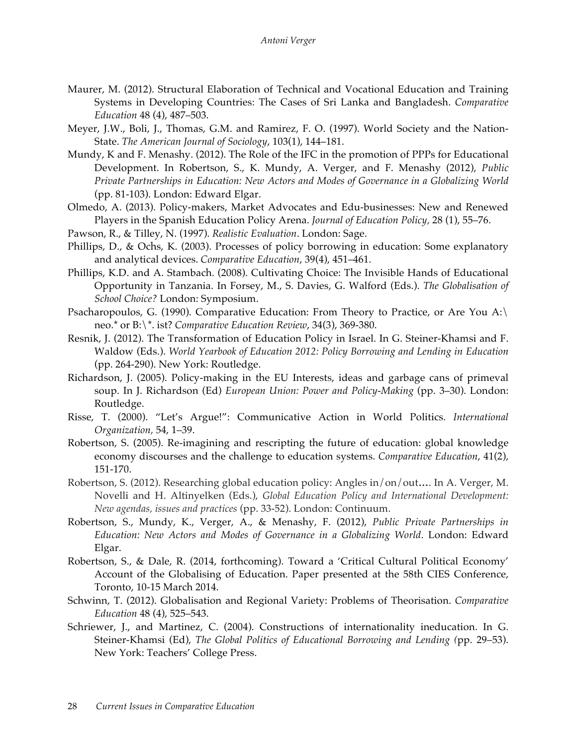Maurer, M. (2012). Structural Elaboration of Technical and Vocational Education and Training Systems in Developing Countries: The Cases of Sri Lanka and Bangladesh. *Comparative Education* 48 (4), 487–503.

Meyer, J.W., Boli, J., Thomas, G.M. and Ramirez, F. O. (1997). World Society and the Nation-State. *The American Journal of Sociology*, 103(1), 144–181.

Mundy, K and F. Menashy. (2012). The Role of the IFC in the promotion of PPPs for Educational Development. In Robertson, S., K. Mundy, A. Verger, and F. Menashy (2012), *Public Private Partnerships in Education: New Actors and Modes of Governance in a Globalizing World* (pp. 81-103). London: Edward Elgar.

Olmedo, A. (2013). Policy-makers, Market Advocates and Edu-businesses: New and Renewed Players in the Spanish Education Policy Arena. *Journal of Education Policy,* 28 (1), 55–76.

Pawson, R., & Tilley, N. (1997). *Realistic Evaluation*. London: Sage.

Phillips, D., & Ochs, K. (2003). Processes of policy borrowing in education: Some explanatory and analytical devices. *Comparative Education*, 39(4), 451–461.

Phillips, K.D. and A. Stambach. (2008). Cultivating Choice: The Invisible Hands of Educational Opportunity in Tanzania. In Forsey, M., S. Davies, G. Walford (Eds.). *The Globalisation of School Choice?* London: Symposium.

Psacharopoulos, G. (1990). Comparative Education: From Theory to Practice, or Are You A:\ neo.* or B:\*. ist? *Comparative Education Review*, 34(3), 369-380.

Resnik, J. (2012). The Transformation of Education Policy in Israel. In G. Steiner-Khamsi and F. Waldow (Eds.). *World Yearbook of Education 2012: Policy Borrowing and Lending in Education* (pp. 264-290). New York: Routledge.

Richardson, J. (2005). Policy-making in the EU Interests, ideas and garbage cans of primeval soup. In J. Richardson (Ed) *European Union: Power and Policy-Making* (pp. 3–30). London: Routledge.

Risse, T. (2000). "Let's Argue!": Communicative Action in World Politics. *International Organization,* 54, 1–39.

Robertson, S. (2005). Re-imagining and rescripting the future of education: global knowledge economy discourses and the challenge to education systems. *Comparative Education*, 41(2), 151-170.

Robertson, S. (2012). Researching global education policy: Angles in/on/out**…** In A. Verger, M. Novelli and H. Altinyelken (Eds.), *Global Education Policy and International Development: New agendas, issues and practices* (pp. 33-52). London: Continuum.

Robertson, S., Mundy, K., Verger, A., & Menashy, F. (2012), *Public Private Partnerships in Education: New Actors and Modes of Governance in a Globalizing World*. London: Edward Elgar.

Robertson, S., & Dale, R. (2014, forthcoming). Toward a 'Critical Cultural Political Economy' Account of the Globalising of Education. Paper presented at the 58th CIES Conference, Toronto, 10-15 March 2014.

Schwinn, T. (2012). Globalisation and Regional Variety: Problems of Theorisation. *Comparative Education* 48 (4), 525–543.

Schriewer, J., and Martinez, C. (2004). Constructions of internationality ineducation. In G. Steiner-Khamsi (Ed), *The Global Politics of Educational Borrowing and Lending (*pp. 29–53). New York: Teachers' College Press.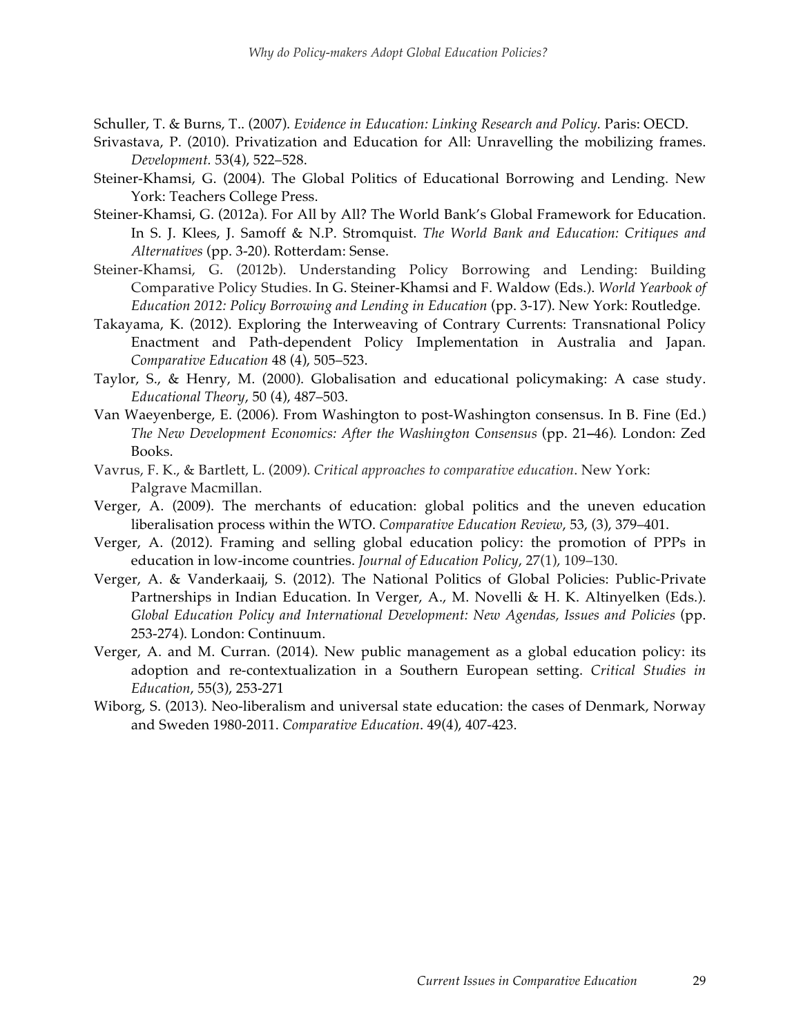Schuller, T. & Burns, T.. (2007). *Evidence in Education: Linking Research and Policy.* Paris: OECD.

Srivastava, P. (2010). Privatization and Education for All: Unravelling the mobilizing frames. *Development.* 53(4), 522–528.

Steiner-Khamsi, G. (2004). The Global Politics of Educational Borrowing and Lending. New York: Teachers College Press.

Steiner-Khamsi, G. (2012a). For All by All? The World Bank's Global Framework for Education. In S. J. Klees, J. Samoff & N.P. Stromquist. *The World Bank and Education: Critiques and Alternatives* (pp. 3-20). Rotterdam: Sense.

Steiner-Khamsi, G. (2012b). Understanding Policy Borrowing and Lending: Building Comparative Policy Studies. In G. Steiner-Khamsi and F. Waldow (Eds.). *World Yearbook of Education 2012: Policy Borrowing and Lending in Education* (pp. 3-17). New York: Routledge.

Takayama, K. (2012). Exploring the Interweaving of Contrary Currents: Transnational Policy Enactment and Path-dependent Policy Implementation in Australia and Japan. *Comparative Education* 48 (4), 505–523.

Taylor, S., & Henry, M. (2000). Globalisation and educational policymaking: A case study. *Educational Theory*, 50 (4), 487–503.

Van Waeyenberge, E. (2006). From Washington to post-Washington consensus. In B. Fine (Ed.) *The New Development Economics: After the Washington Consensus* (pp. 21–46)*.* London: Zed Books.

Vavrus, F. K., & Bartlett, L. (2009). *Critical approaches to comparative education*. New York: Palgrave Macmillan.

Verger, A. (2009). The merchants of education: global politics and the uneven education liberalisation process within the WTO. *Comparative Education Review,* 53, (3), 379–401.

Verger, A. (2012). Framing and selling global education policy: the promotion of PPPs in education in low-income countries. *Journal of Education Policy*, 27(1), 109–130.

Verger, A. & Vanderkaaij, S. (2012). The National Politics of Global Policies: Public-Private Partnerships in Indian Education. In Verger, A., M. Novelli & H. K. Altinyelken (Eds.). *Global Education Policy and International Development: New Agendas, Issues and Policies* (pp. 253-274). London: Continuum.

Verger, A. and M. Curran. (2014). New public management as a global education policy: its adoption and re-contextualization in a Southern European setting. *Critical Studies in Education*, 55(3), 253-271

Wiborg, S. (2013). Neo-liberalism and universal state education: the cases of Denmark, Norway and Sweden 1980-2011. *Comparative Education*. 49(4), 407-423.